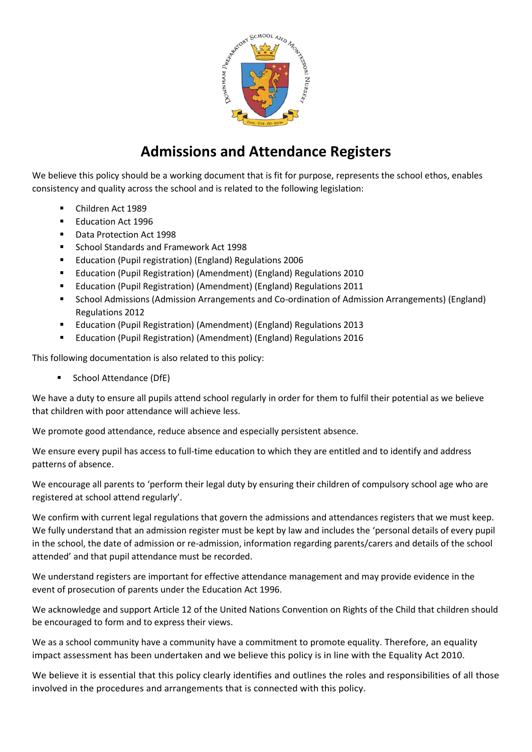# Admissions and Attendance Registers

We believe this policy should be a working document that is fit for purpose, represents the school ethos, enables consistency and quality across the school and is related to the following legislation:

- Children Act 1989
- Education Act 1996
- Data Protection Act 1998
- School Standards and Framework Act 1998
- Education (Pupil registration) (England) Regulations 2006
- Education (Pupil Registration) (Amendment) (England) Regulations 2010
- Education (Pupil Registration) (Amendment) (England) Regulations 2011
- School Admissions (Admission Arrangements and Co-ordination of Admission Arrangements) (England) Regulations 2012
- Education (Pupil Registration) (Amendment) (England) Regulations 2013
- Education (Pupil Registration) (Amendment) (England) Regulations 2016

This following documentation is also related to this policy:

- School Attendance (DfE)

We have a duty to ensure all pupils attend school regularly in order for them to fulfil their potential as we believe that children with poor attendance will achieve less.

We promote good attendance, reduce absence and especially persistent absence.

We ensure every pupil has access to full-time education to which they are entitled and to identify and address patterns of absence.

We encourage all parents to 'perform their legal duty by ensuring their children of compulsory school age who are registered at school attend regularly'.

We confirm with current legal regulations that govern the admissions and attendances registers that we must keep. We fully understand that an admission register must be kept by law and includes the 'personal details of every pupil in the school, the date of admission or re-admission, information regarding parents/carers and details of the school attended' and that pupil attendance must be recorded.

We understand registers are important for effective attendance management and may provide evidence in the event of prosecution of parents under the Education Act 1996.

We acknowledge and support Article 12 of the United Nations Convention on Rights of the Child that children should be encouraged to form and to express their views.

We as a school community have a community have a commitment to promote equality. Therefore, an equality impact assessment has been undertaken and we believe this policy is in line with the Equality Act 2010.

We believe it is essential that this policy clearly identifies and outlines the roles and responsibilities of all those involved in the procedures and arrangements that is connected with this policy.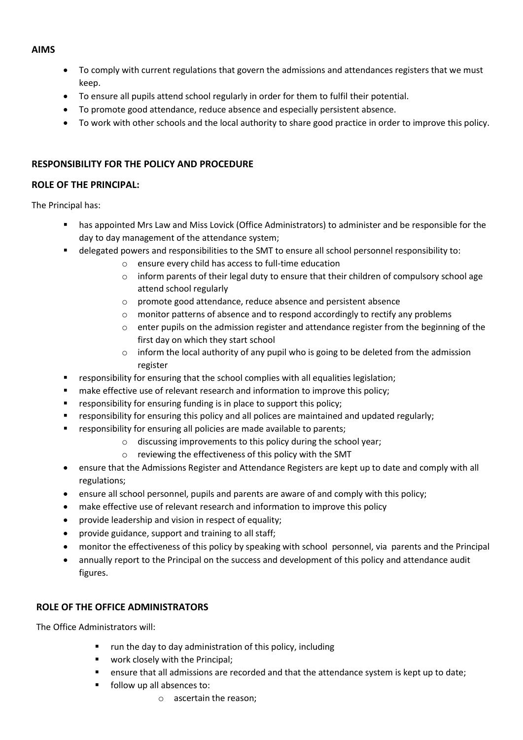**AIMS**

- To comply with current regulations that govern the admissions and attendances registers that we must keep.
- To ensure all pupils attend school regularly in order for them to fulfil their potential.
- To promote good attendance, reduce absence and especially persistent absence.
- To work with other schools and the local authority to share good practice in order to improve this policy.

**RESPONSIBILITY FOR THE POLICY AND PROCEDURE**

**ROLE OF THE PRINCIPAL:**

The Principal has:

- has appointed Mrs Law and Miss Lovick (Office Administrators) to administer and be responsible for the day to day management of the attendance system;
- delegated powers and responsibilities to the SMT to ensure all school personnel responsibility to:
  - ensure every child has access to full-time education
  - inform parents of their legal duty to ensure that their children of compulsory school age attend school regularly
  - promote good attendance, reduce absence and persistent absence
  - monitor patterns of absence and to respond accordingly to rectify any problems
  - enter pupils on the admission register and attendance register from the beginning of the first day on which they start school
  - inform the local authority of any pupil who is going to be deleted from the admission register
- responsibility for ensuring that the school complies with all equalities legislation;
- make effective use of relevant research and information to improve this policy;
- responsibility for ensuring funding is in place to support this policy;
- responsibility for ensuring this policy and all polices are maintained and updated regularly;
- responsibility for ensuring all policies are made available to parents;
  - discussing improvements to this policy during the school year;
  - reviewing the effectiveness of this policy with the SMT
- ensure that the Admissions Register and Attendance Registers are kept up to date and comply with all regulations;
- ensure all school personnel, pupils and parents are aware of and comply with this policy;
- make effective use of relevant research and information to improve this policy
- provide leadership and vision in respect of equality;
- provide guidance, support and training to all staff;
- monitor the effectiveness of this policy by speaking with school personnel, via parents and the Principal
- annually report to the Principal on the success and development of this policy and attendance audit figures.

**ROLE OF THE OFFICE ADMINISTRATORS**

The Office Administrators will:

- run the day to day administration of this policy, including
- work closely with the Principal;
- ensure that all admissions are recorded and that the attendance system is kept up to date;
- follow up all absences to:
  - ascertain the reason;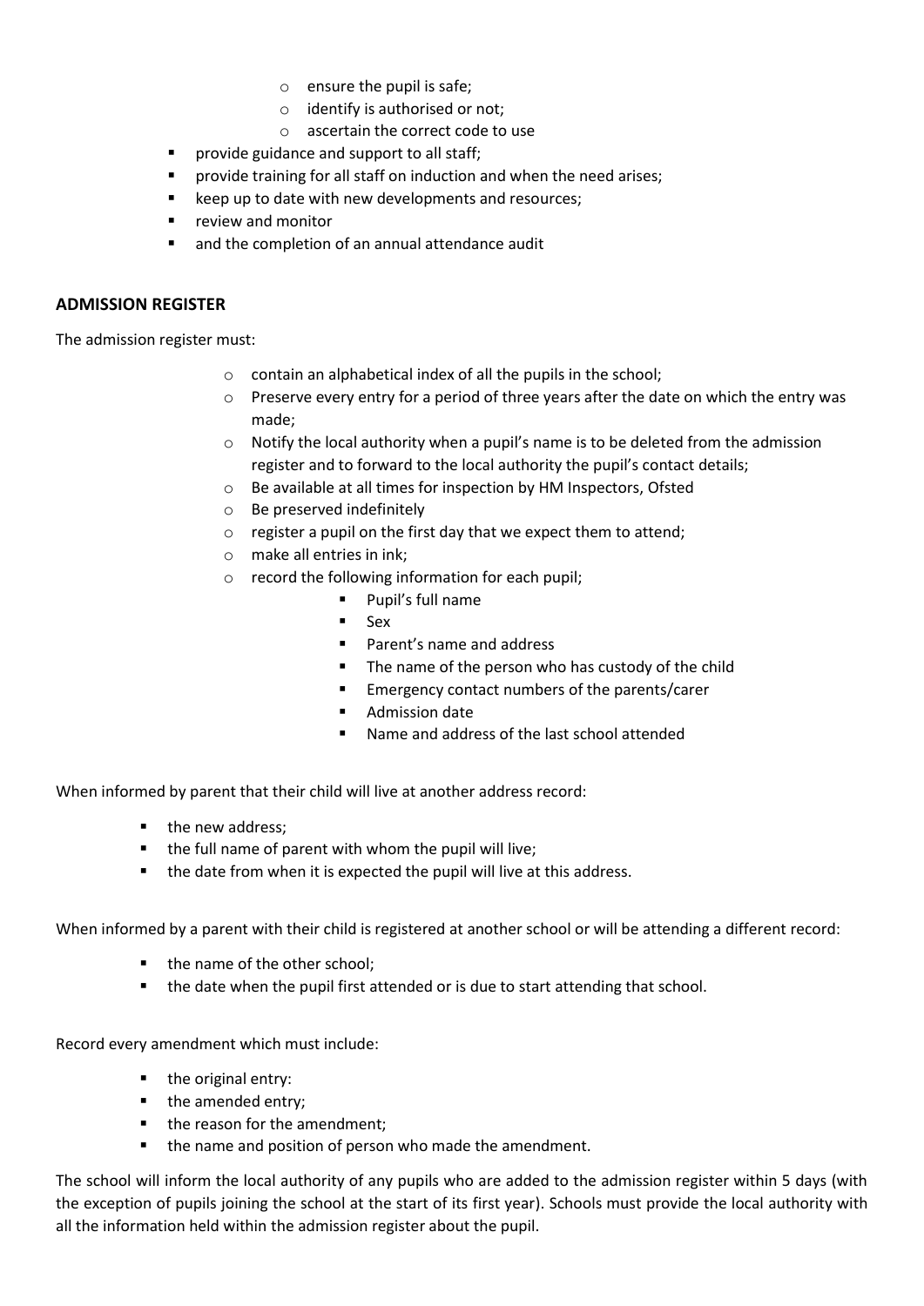- ensure the pupil is safe;
    - identify is authorised or not;
    - ascertain the correct code to use
- provide guidance and support to all staff;
- provide training for all staff on induction and when the need arises;
- keep up to date with new developments and resources;
- review and monitor
- and the completion of an annual attendance audit

## ADMISSION REGISTER

The admission register must:

- contain an alphabetical index of all the pupils in the school;
- Preserve every entry for a period of three years after the date on which the entry was made;
- Notify the local authority when a pupil's name is to be deleted from the admission register and to forward to the local authority the pupil's contact details;
- Be available at all times for inspection by HM Inspectors, Ofsted
- Be preserved indefinitely
- register a pupil on the first day that we expect them to attend;
- make all entries in ink;
- record the following information for each pupil;
    - Pupil's full name
    - Sex
    - Parent's name and address
    - The name of the person who has custody of the child
    - Emergency contact numbers of the parents/carer
    - Admission date
    - Name and address of the last school attended

When informed by parent that their child will live at another address record:

- the new address;
- the full name of parent with whom the pupil will live;
- the date from when it is expected the pupil will live at this address.

When informed by a parent with their child is registered at another school or will be attending a different record:

- the name of the other school;
- the date when the pupil first attended or is due to start attending that school.

Record every amendment which must include:

- the original entry:
- the amended entry;
- the reason for the amendment;
- the name and position of person who made the amendment.

The school will inform the local authority of any pupils who are added to the admission register within 5 days (with the exception of pupils joining the school at the start of its first year). Schools must provide the local authority with all the information held within the admission register about the pupil.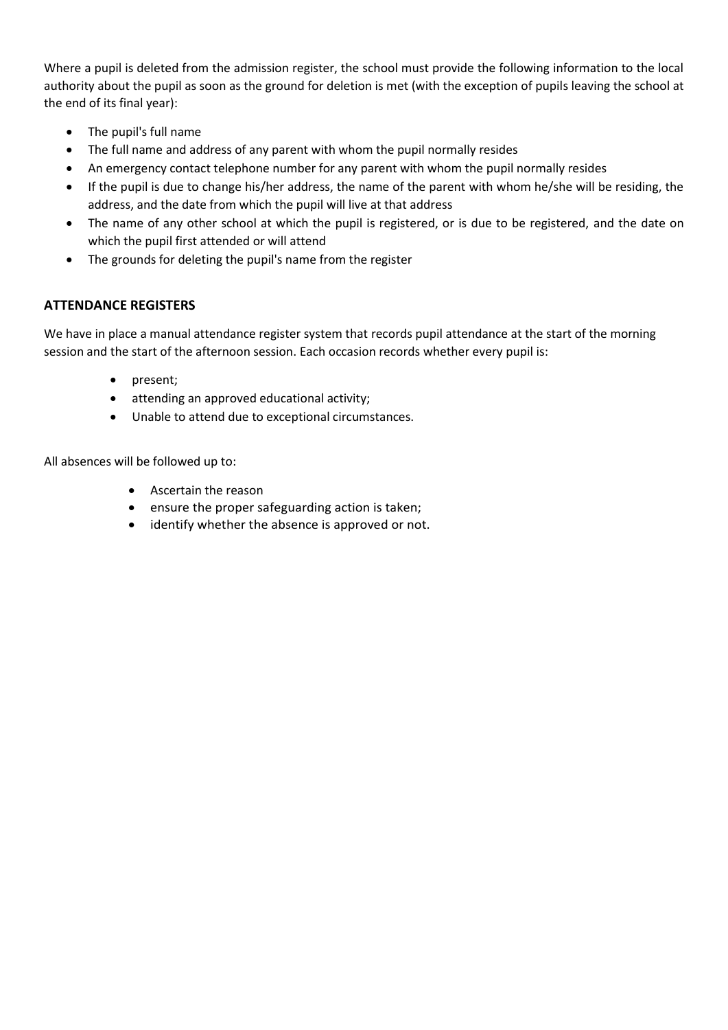Where a pupil is deleted from the admission register, the school must provide the following information to the local authority about the pupil as soon as the ground for deletion is met (with the exception of pupils leaving the school at the end of its final year):

- The pupil's full name
- The full name and address of any parent with whom the pupil normally resides
- An emergency contact telephone number for any parent with whom the pupil normally resides
- If the pupil is due to change his/her address, the name of the parent with whom he/she will be residing, the address, and the date from which the pupil will live at that address
- The name of any other school at which the pupil is registered, or is due to be registered, and the date on which the pupil first attended or will attend
- The grounds for deleting the pupil's name from the register

**ATTENDANCE REGISTERS**

We have in place a manual attendance register system that records pupil attendance at the start of the morning session and the start of the afternoon session. Each occasion records whether every pupil is:

- present;
- attending an approved educational activity;
- Unable to attend due to exceptional circumstances.

All absences will be followed up to:

- Ascertain the reason
- ensure the proper safeguarding action is taken;
- identify whether the absence is approved or not.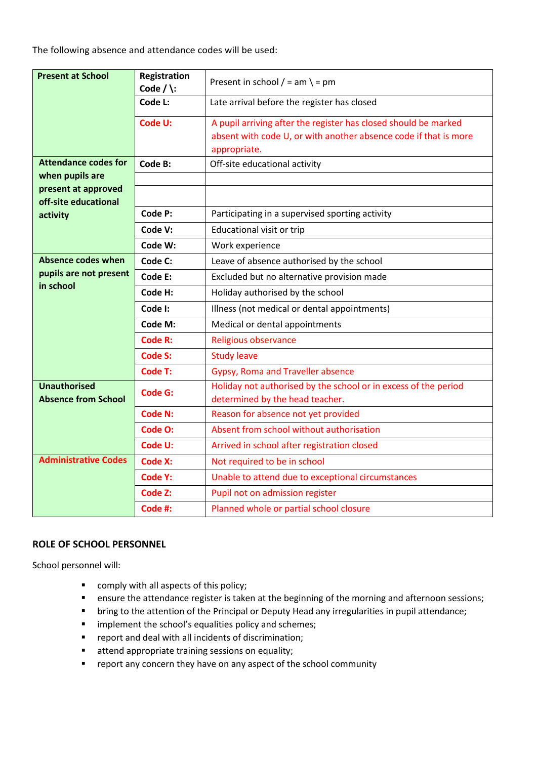The following absence and attendance codes will be used:

| Category | Code | Description |
|---|---|---|
| **Present at School** | **Registration Code / \:** | Present in school / = am \ = pm |
| | **Code L:** | Late arrival before the register has closed |
| | **Code U:** | A pupil arriving after the register has closed should be marked absent with code U, or with another absence code if that is more appropriate. |
| **Attendance codes for when pupils are present at approved off-site educational activity** | **Code B:** | Off-site educational activity |
| | | |
| | | |
| | **Code P:** | Participating in a supervised sporting activity |
| | **Code V:** | Educational visit or trip |
| | **Code W:** | Work experience |
| **Absence codes when pupils are not present in school** | **Code C:** | Leave of absence authorised by the school |
| | **Code E:** | Excluded but no alternative provision made |
| | **Code H:** | Holiday authorised by the school |
| | **Code I:** | Illness (not medical or dental appointments) |
| | **Code M:** | Medical or dental appointments |
| | **Code R:** | Religious observance |
| | **Code S:** | Study leave |
| | **Code T:** | Gypsy, Roma and Traveller absence |
| **Unauthorised Absence from School** | **Code G:** | Holiday not authorised by the school or in excess of the period determined by the head teacher. |
| | **Code N:** | Reason for absence not yet provided |
| | **Code O:** | Absent from school without authorisation |
| | **Code U:** | Arrived in school after registration closed |
| **Administrative Codes** | **Code X:** | Not required to be in school |
| | **Code Y:** | Unable to attend due to exceptional circumstances |
| | **Code Z:** | Pupil not on admission register |
| | **Code #:** | Planned whole or partial school closure |

**ROLE OF SCHOOL PERSONNEL**

School personnel will:

- comply with all aspects of this policy;
- ensure the attendance register is taken at the beginning of the morning and afternoon sessions;
- bring to the attention of the Principal or Deputy Head any irregularities in pupil attendance;
- implement the school's equalities policy and schemes;
- report and deal with all incidents of discrimination;
- attend appropriate training sessions on equality;
- report any concern they have on any aspect of the school community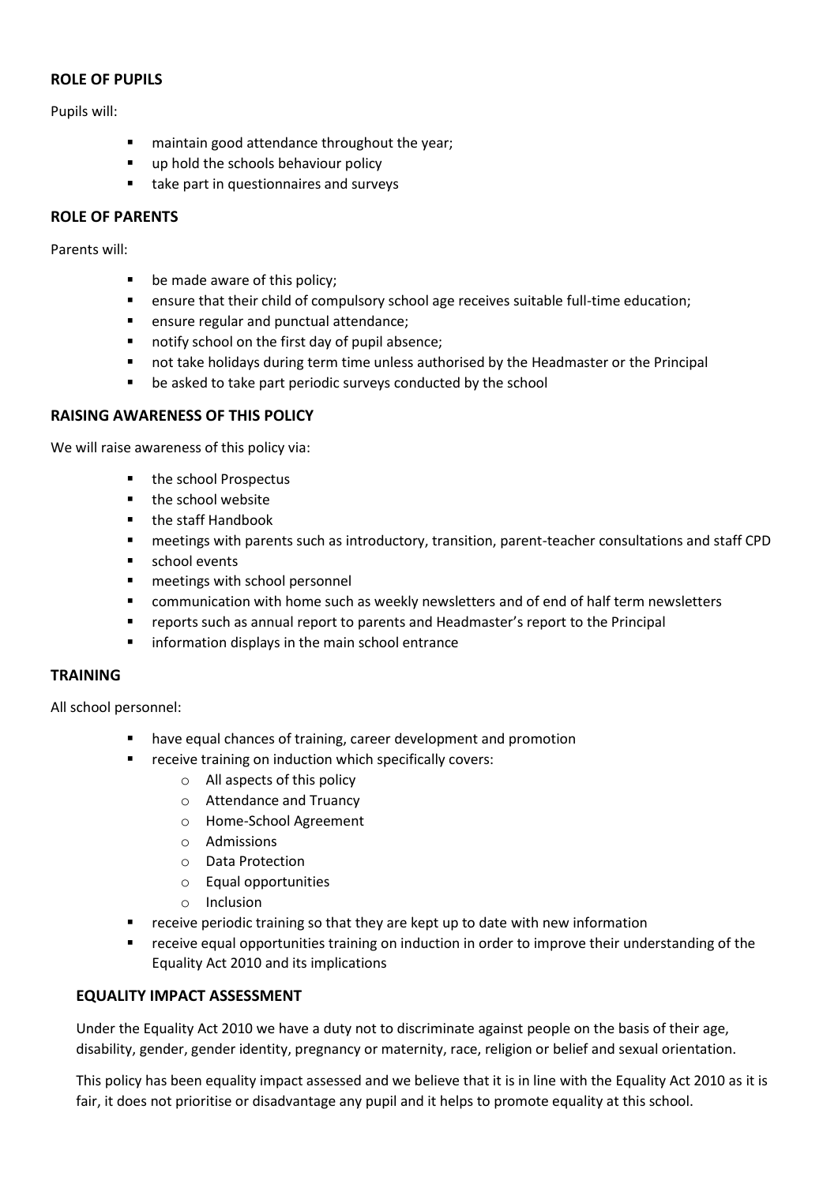## ROLE OF PUPILS

Pupils will:

- maintain good attendance throughout the year;
- up hold the schools behaviour policy
- take part in questionnaires and surveys

## ROLE OF PARENTS

Parents will:

- be made aware of this policy;
- ensure that their child of compulsory school age receives suitable full-time education;
- ensure regular and punctual attendance;
- notify school on the first day of pupil absence;
- not take holidays during term time unless authorised by the Headmaster or the Principal
- be asked to take part periodic surveys conducted by the school

## RAISING AWARENESS OF THIS POLICY

We will raise awareness of this policy via:

- the school Prospectus
- the school website
- the staff Handbook
- meetings with parents such as introductory, transition, parent-teacher consultations and staff CPD
- school events
- meetings with school personnel
- communication with home such as weekly newsletters and of end of half term newsletters
- reports such as annual report to parents and Headmaster's report to the Principal
- information displays in the main school entrance

## TRAINING

All school personnel:

- have equal chances of training, career development and promotion
- receive training on induction which specifically covers:
  - All aspects of this policy
  - Attendance and Truancy
  - Home-School Agreement
  - Admissions
  - Data Protection
  - Equal opportunities
  - Inclusion
- receive periodic training so that they are kept up to date with new information
- receive equal opportunities training on induction in order to improve their understanding of the Equality Act 2010 and its implications

## EQUALITY IMPACT ASSESSMENT

Under the Equality Act 2010 we have a duty not to discriminate against people on the basis of their age, disability, gender, gender identity, pregnancy or maternity, race, religion or belief and sexual orientation.

This policy has been equality impact assessed and we believe that it is in line with the Equality Act 2010 as it is fair, it does not prioritise or disadvantage any pupil and it helps to promote equality at this school.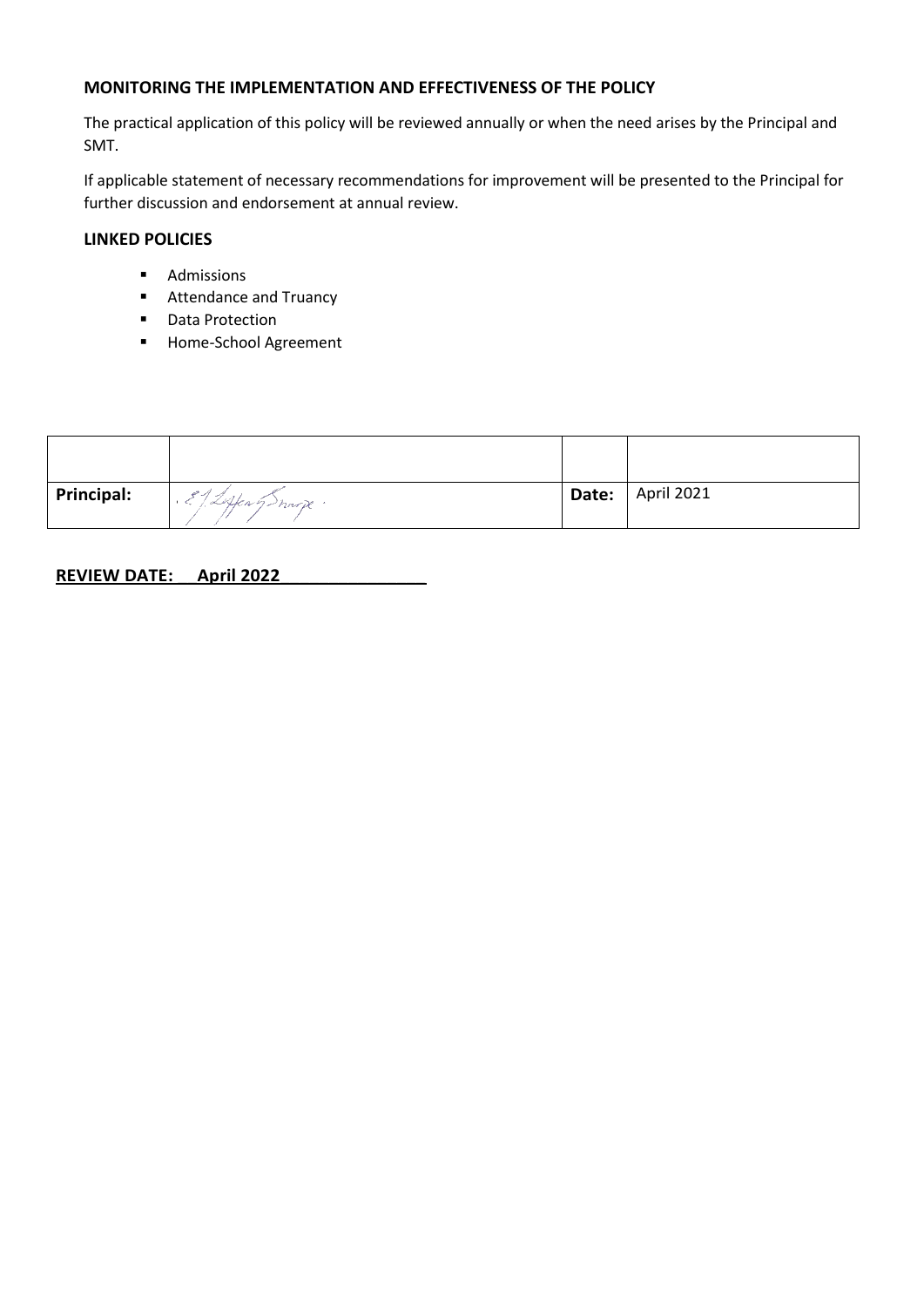### MONITORING THE IMPLEMENTATION AND EFFECTIVENESS OF THE POLICY

The practical application of this policy will be reviewed annually or when the need arises by the Principal and SMT.

If applicable statement of necessary recommendations for improvement will be presented to the Principal for further discussion and endorsement at annual review.

### LINKED POLICIES

- Admissions
- Attendance and Truancy
- Data Protection
- Home-School Agreement

| | | | |
|---|---|---|---|
| | | | |
| **Principal:** | E Lafferty Sharpe | **Date:** | April 2021 |

**REVIEW DATE: April 2022**